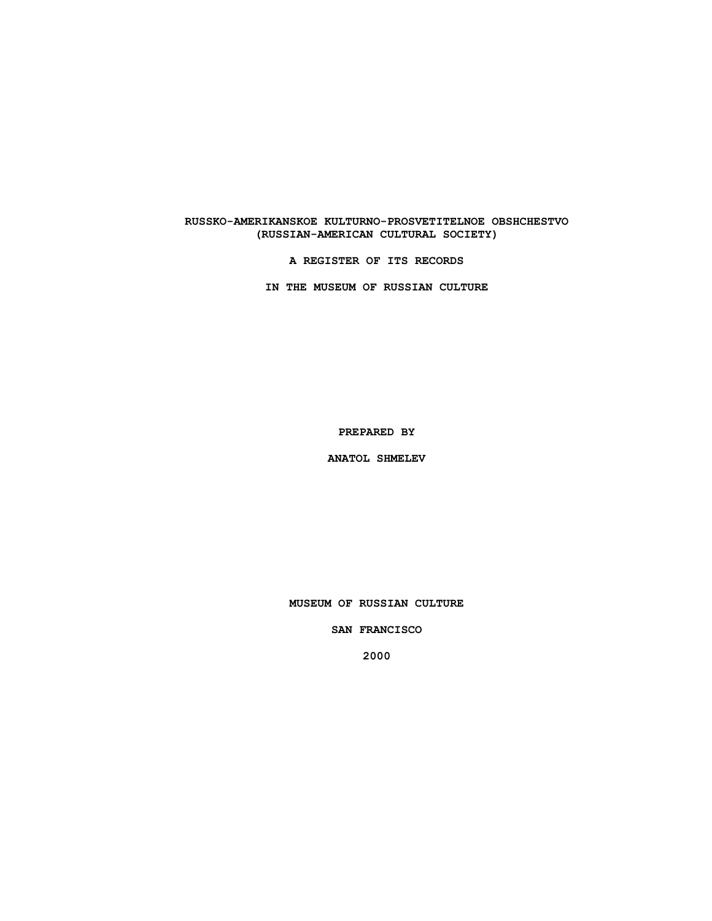# RUSSKO-AMERIKANSKOE KULTURNO-PROSVETITELNOE OBSHCHESTVO (RUSSIAN-AMERICAN CULTURAL SOCIETY)

## A REGISTER OF ITS RECORDS

## IN THE MUSEUM OF RUSSIAN CULTURE

**PREPARED BY**

**ANATOL SHMELEV**

**MUSEUM OF RUSSIAN CULTURE**

**SAN FRANCISCO**

**2000**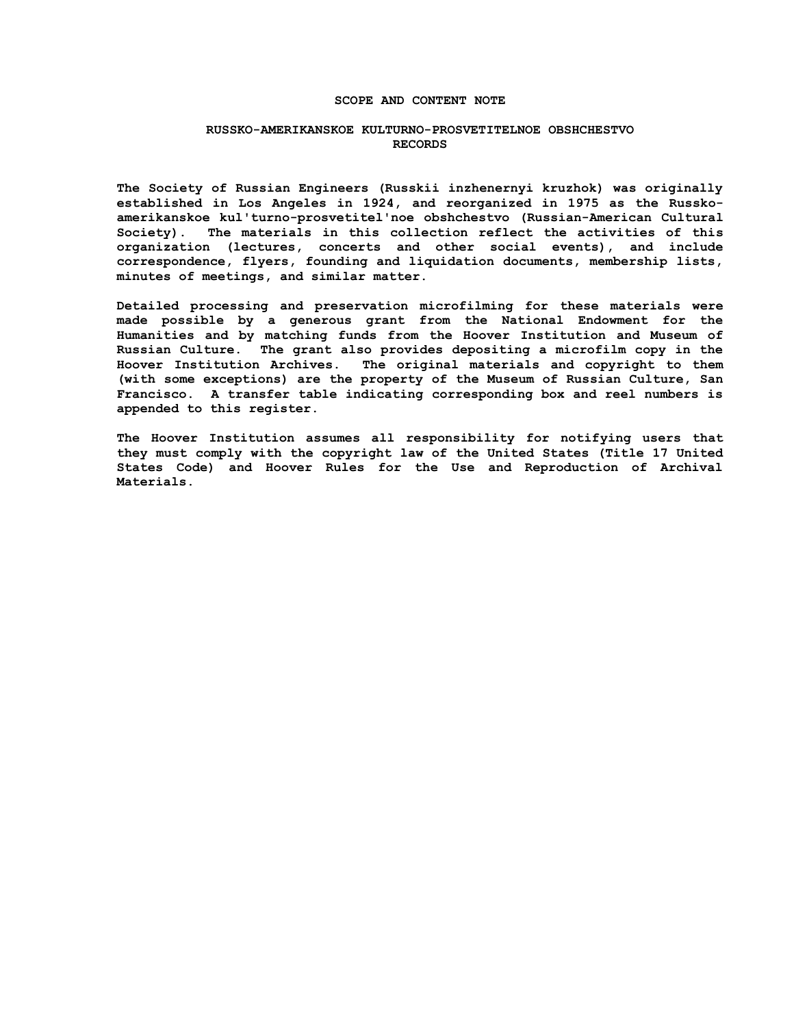## SCOPE AND CONTENT NOTE

### RUSSKO-AMERIKANSKOE KULTURNO-PROSVETITELNOE OBSHCHESTVO RECORDS

The Society of Russian Engineers (Russkii inzhenernyi kruzhok) was originally established in Los Angeles in 1924, and reorganized in 1975 as the Russko-amerikanskoe kul'turno-prosvetitel'noe obshchestvo (Russian-American Cultural Society). The materials in this collection reflect the activities of this organization (lectures, concerts and other social events), and include correspondence, flyers, founding and liquidation documents, membership lists, minutes of meetings, and similar matter.

Detailed processing and preservation microfilming for these materials were made possible by a generous grant from the National Endowment for the Humanities and by matching funds from the Hoover Institution and Museum of Russian Culture. The grant also provides depositing a microfilm copy in the Hoover Institution Archives. The original materials and copyright to them (with some exceptions) are the property of the Museum of Russian Culture, San Francisco. A transfer table indicating corresponding box and reel numbers is appended to this register.

The Hoover Institution assumes all responsibility for notifying users that they must comply with the copyright law of the United States (Title 17 United States Code) and Hoover Rules for the Use and Reproduction of Archival Materials.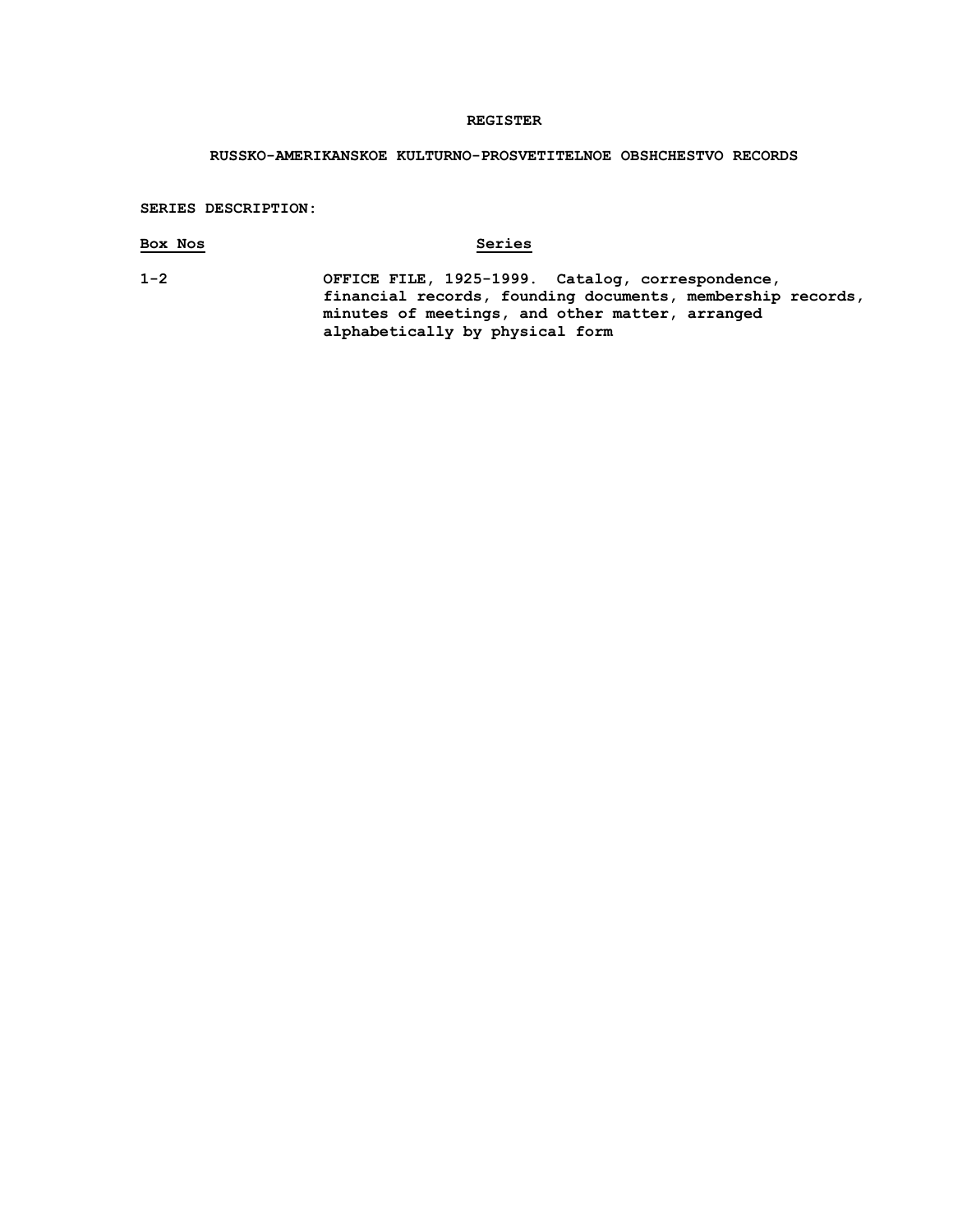# REGISTER

## RUSSKO-AMERIKANSKOE KULTURNO-PROSVETITELNOE OBSHCHESTVO RECORDS

**SERIES DESCRIPTION:**

| Box Nos | Series |
|---|---|
| 1-2 | OFFICE FILE, 1925-1999. Catalog, correspondence, financial records, founding documents, membership records, minutes of meetings, and other matter, arranged alphabetically by physical form |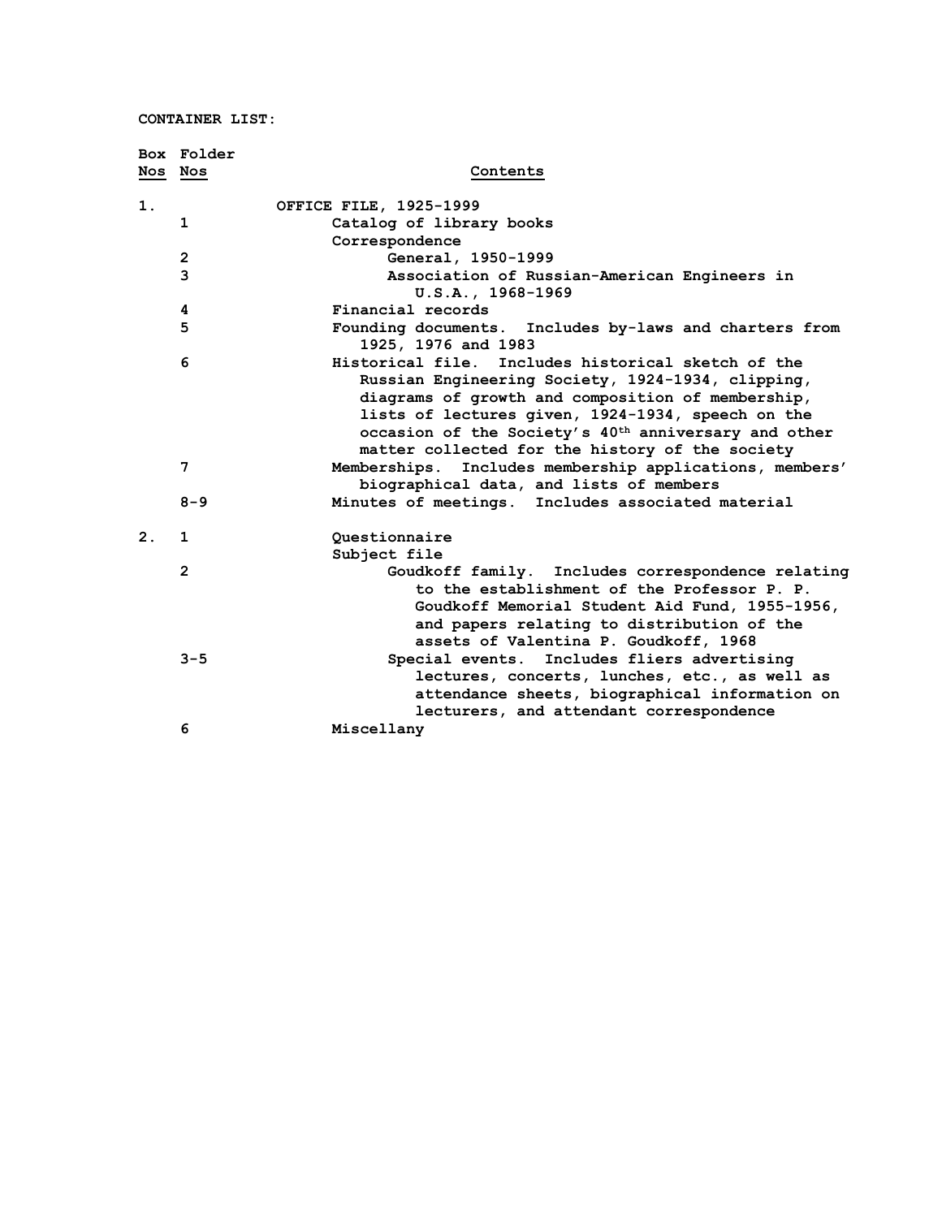**CONTAINER LIST:**

| Box Nos | Folder Nos | Contents |
|---|---|---|
| 1. | | OFFICE FILE, 1925-1999 |
| | 1 | Catalog of library books |
| | | Correspondence |
| | 2 | General, 1950-1999 |
| | 3 | Association of Russian-American Engineers in U.S.A., 1968-1969 |
| | 4 | Financial records |
| | 5 | Founding documents. Includes by-laws and charters from 1925, 1976 and 1983 |
| | 6 | Historical file. Includes historical sketch of the Russian Engineering Society, 1924-1934, clipping, diagrams of growth and composition of membership, lists of lectures given, 1924-1934, speech on the occasion of the Society's 40th anniversary and other matter collected for the history of the society |
| | 7 | Memberships. Includes membership applications, members' biographical data, and lists of members |
| | 8-9 | Minutes of meetings. Includes associated material |
| 2. | 1 | Questionnaire |
| | | Subject file |
| | 2 | Goudkoff family. Includes correspondence relating to the establishment of the Professor P. P. Goudkoff Memorial Student Aid Fund, 1955-1956, and papers relating to distribution of the assets of Valentina P. Goudkoff, 1968 |
| | 3-5 | Special events. Includes fliers advertising lectures, concerts, lunches, etc., as well as attendance sheets, biographical information on lecturers, and attendant correspondence |
| | 6 | Miscellany |